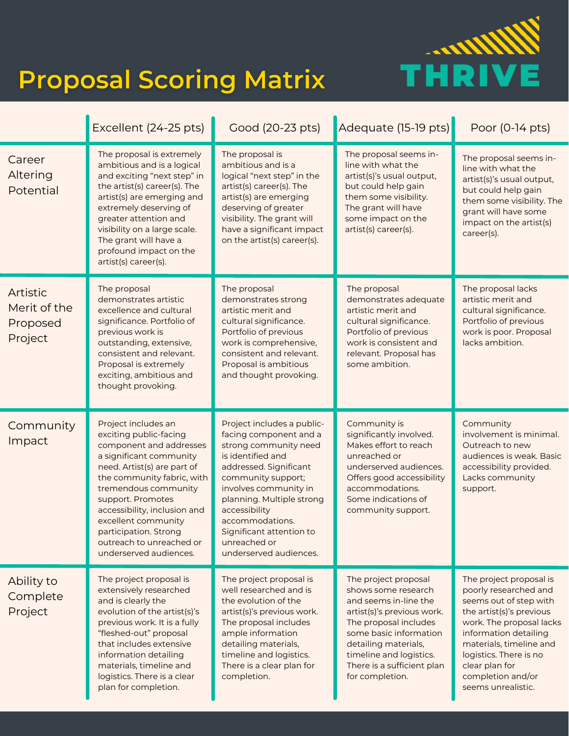# Proposal Scoring Matrix

THRIVE

| | Excellent (24-25 pts) | Good (20-23 pts) | Adequate (15-19 pts) | Poor (0-14 pts) |
|---|---|---|---|---|
| Career Altering Potential | The proposal is extremely ambitious and is a logical and exciting "next step" in the artist(s) career(s). The artist(s) are emerging and extremely deserving of greater attention and visibility on a large scale. The grant will have a profound impact on the artist(s) career(s). | The proposal is ambitious and is a logical "next step" in the artist(s) career(s). The artist(s) are emerging deserving of greater visibility. The grant will have a significant impact on the artist(s) career(s). | The proposal seems in-line with what the artist(s)'s usual output, but could help gain them some visibility. The grant will have some impact on the artist(s) career(s). | The proposal seems in-line with what the artist(s)'s usual output, but could help gain them some visibility. The grant will have some impact on the artist(s) career(s). |
| Artistic Merit of the Proposed Project | The proposal demonstrates artistic excellence and cultural significance. Portfolio of previous work is outstanding, extensive, consistent and relevant. Proposal is extremely exciting, ambitious and thought provoking. | The proposal demonstrates strong artistic merit and cultural significance. Portfolio of previous work is comprehensive, consistent and relevant. Proposal is ambitious and thought provoking. | The proposal demonstrates adequate artistic merit and cultural significance. Portfolio of previous work is consistent and relevant. Proposal has some ambition. | The proposal lacks artistic merit and cultural significance. Portfolio of previous work is poor. Proposal lacks ambition. |
| Community Impact | Project includes an exciting public-facing component and addresses a significant community need. Artist(s) are part of the community fabric, with tremendous community support. Promotes accessibility, inclusion and excellent community participation. Strong outreach to unreached or underserved audiences. | Project includes a public-facing component and a strong community need is identified and addressed. Significant community support; involves community in planning. Multiple strong accessibility accommodations. Significant attention to unreached or underserved audiences. | Community is significantly involved. Makes effort to reach unreached or underserved audiences. Offers good accessibility accommodations. Some indications of community support. | Community involvement is minimal. Outreach to new audiences is weak. Basic accessibility provided. Lacks community support. |
| Ability to Complete Project | The project proposal is extensively researched and is clearly the evolution of the artist(s)'s previous work. It is a fully "fleshed-out" proposal that includes extensive information detailing materials, timeline and logistics. There is a clear plan for completion. | The project proposal is well researched and is the evolution of the artist(s)'s previous work. The proposal includes ample information detailing materials, timeline and logistics. There is a clear plan for completion. | The project proposal shows some research and seems in-line the artist(s)'s previous work. The proposal includes some basic information detailing materials, timeline and logistics. There is a sufficient plan for completion. | The project proposal is poorly researched and seems out of step with the artist(s)'s previous work. The proposal lacks information detailing materials, timeline and logistics. There is no clear plan for completion and/or seems unrealistic. |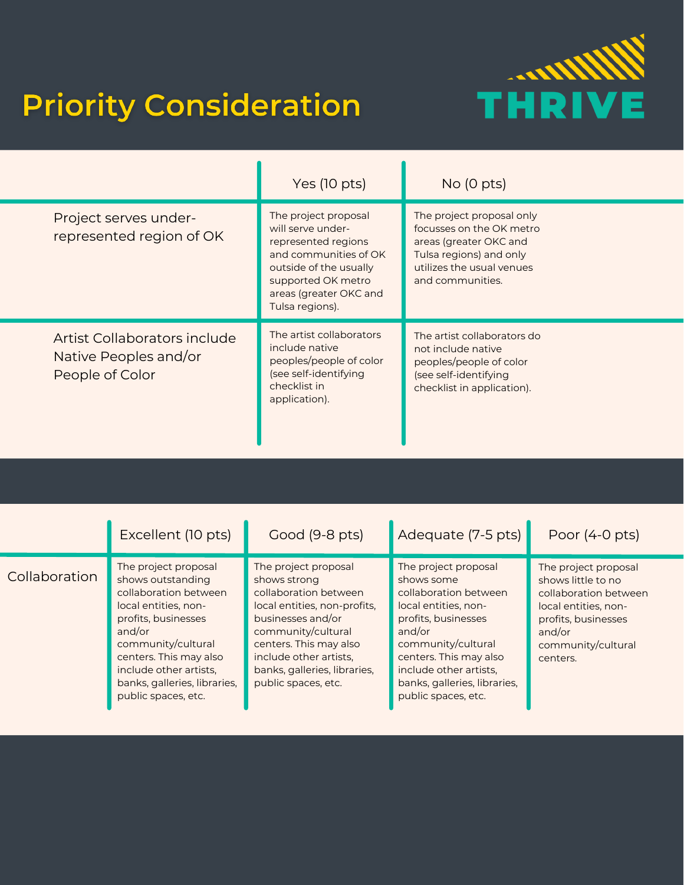# Priority Consideration

THRIVE

| | Yes (10 pts) | No (0 pts) |
|---|---|---|
| Project serves under-represented region of OK | The project proposal will serve under-represented regions and communities of OK outside of the usually supported OK metro areas (greater OKC and Tulsa regions). | The project proposal only focusses on the OK metro areas (greater OKC and Tulsa regions) and only utilizes the usual venues and communities. |
| Artist Collaborators include Native Peoples and/or People of Color | The artist collaborators include native peoples/people of color (see self-identifying checklist in application). | The artist collaborators do not include native peoples/people of color (see self-identifying checklist in application). |

| | Excellent (10 pts) | Good (9-8 pts) | Adequate (7-5 pts) | Poor (4-0 pts) |
|---|---|---|---|---|
| Collaboration | The project proposal shows outstanding collaboration between local entities, non-profits, businesses and/or community/cultural centers. This may also include other artists, banks, galleries, libraries, public spaces, etc. | The project proposal shows strong collaboration between local entities, non-profits, businesses and/or community/cultural centers. This may also include other artists, banks, galleries, libraries, public spaces, etc. | The project proposal shows some collaboration between local entities, non-profits, businesses and/or community/cultural centers. This may also include other artists, banks, galleries, libraries, public spaces, etc. | The project proposal shows little to no collaboration between local entities, non-profits, businesses and/or community/cultural centers. |